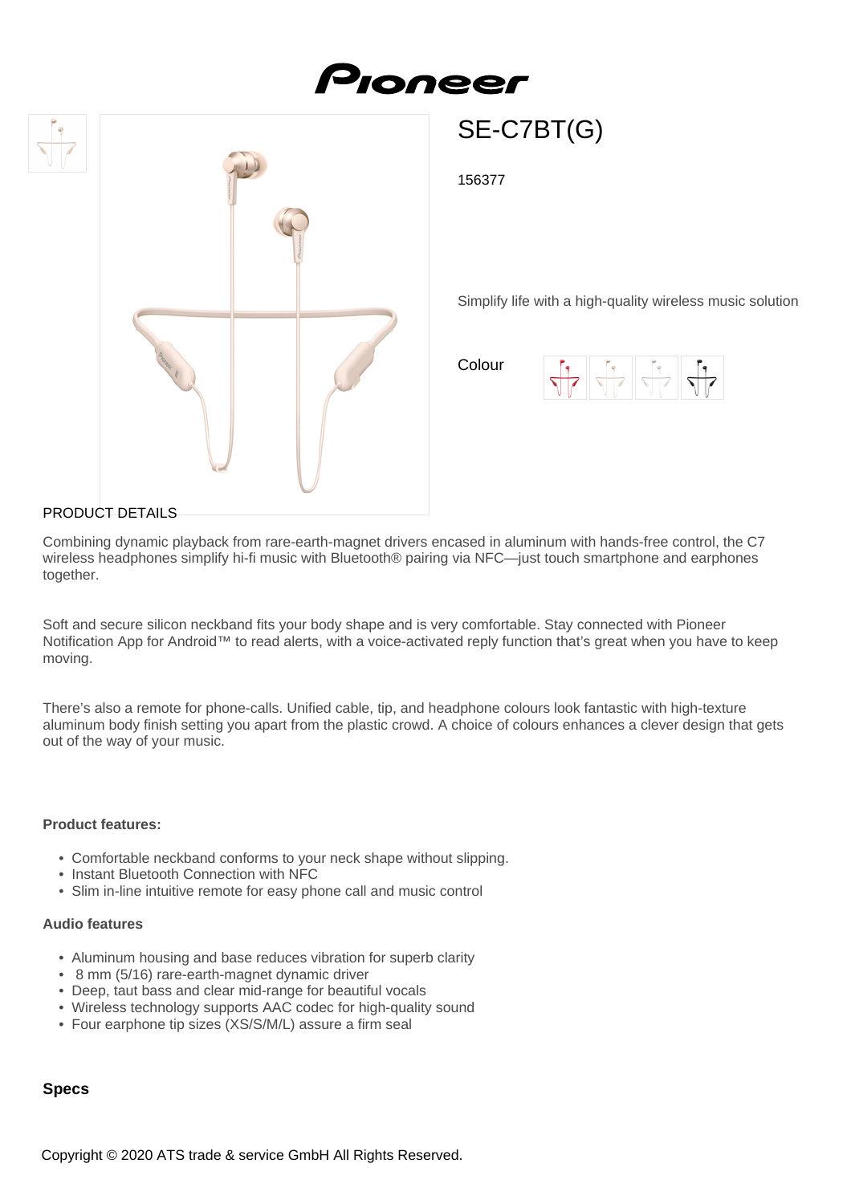# Pioneer

## SE-C7BT(G)

156377

Simplify life with a high-quality wireless music solution

Colour

PRODUCT DETAILS

Combining dynamic playback from rare-earth-magnet drivers encased in aluminum with hands-free control, the C7 wireless headphones simplify hi-fi music with Bluetooth® pairing via NFC—just touch smartphone and earphones together.

Soft and secure silicon neckband fits your body shape and is very comfortable. Stay connected with Pioneer Notification App for Android™ to read alerts, with a voice-activated reply function that's great when you have to keep moving.

There's also a remote for phone-calls. Unified cable, tip, and headphone colours look fantastic with high-texture aluminum body finish setting you apart from the plastic crowd. A choice of colours enhances a clever design that gets out of the way of your music.

**Product features:**

- Comfortable neckband conforms to your neck shape without slipping.
- Instant Bluetooth Connection with NFC
- Slim in-line intuitive remote for easy phone call and music control

**Audio features**

- Aluminum housing and base reduces vibration for superb clarity
- 8 mm (5/16) rare-earth-magnet dynamic driver
- Deep, taut bass and clear mid-range for beautiful vocals
- Wireless technology supports AAC codec for high-quality sound
- Four earphone tip sizes (XS/S/M/L) assure a firm seal

**Specs**

Copyright © 2020 ATS trade & service GmbH All Rights Reserved.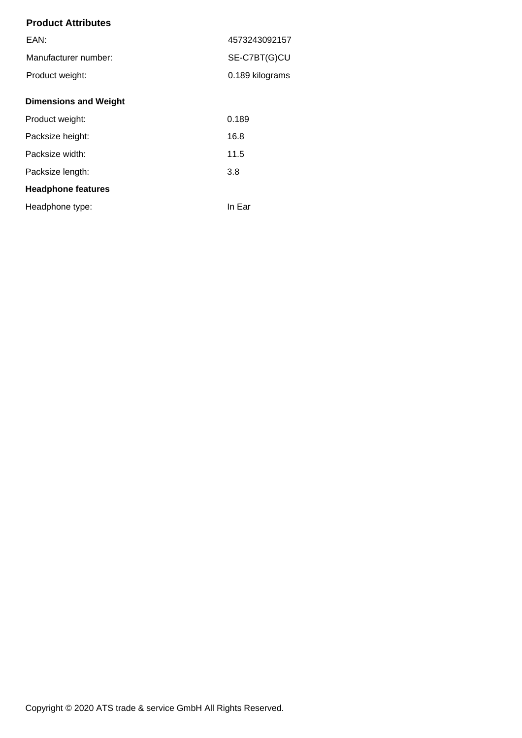## Product Attributes

| | |
|---|---|
| EAN: | 4573243092157 |
| Manufacturer number: | SE-C7BT(G)CU |
| Product weight: | 0.189 kilograms |

## Dimensions and Weight

| | |
|---|---|
| Product weight: | 0.189 |
| Packsize height: | 16.8 |
| Packsize width: | 11.5 |
| Packsize length: | 3.8 |

## Headphone features

| | |
|---|---|
| Headphone type: | In Ear |

Copyright © 2020 ATS trade & service GmbH All Rights Reserved.